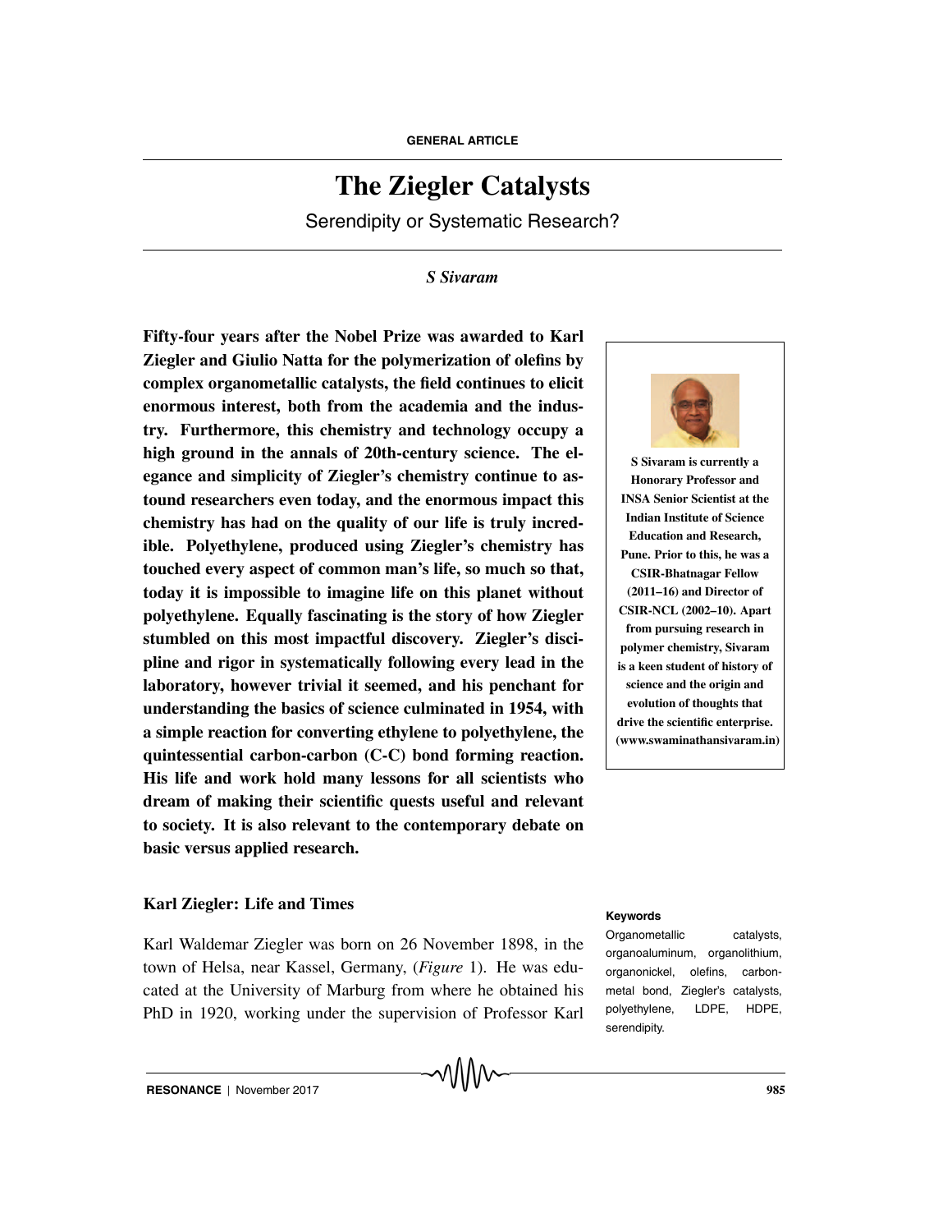GENERAL ARTICLE

# The Ziegler Catalysts

## Serendipity or Systematic Research?

*S Sivaram*

**Fifty-four years after the Nobel Prize was awarded to Karl Ziegler and Giulio Natta for the polymerization of olefins by complex organometallic catalysts, the field continues to elicit enormous interest, both from the academia and the industry. Furthermore, this chemistry and technology occupy a high ground in the annals of 20th-century science. The elegance and simplicity of Ziegler's chemistry continue to astound researchers even today, and the enormous impact this chemistry has had on the quality of our life is truly incredible. Polyethylene, produced using Ziegler's chemistry has touched every aspect of common man's life, so much so that, today it is impossible to imagine life on this planet without polyethylene. Equally fascinating is the story of how Ziegler stumbled on this most impactful discovery. Ziegler's discipline and rigor in systematically following every lead in the laboratory, however trivial it seemed, and his penchant for understanding the basics of science culminated in 1954, with a simple reaction for converting ethylene to polyethylene, the quintessential carbon-carbon (C-C) bond forming reaction. His life and work hold many lessons for all scientists who dream of making their scientific quests useful and relevant to society. It is also relevant to the contemporary debate on basic versus applied research.**

**S Sivaram is currently a Honorary Professor and INSA Senior Scientist at the Indian Institute of Science Education and Research, Pune. Prior to this, he was a CSIR-Bhatnagar Fellow (2011–16) and Director of CSIR-NCL (2002–10). Apart from pursuing research in polymer chemistry, Sivaram is a keen student of history of science and the origin and evolution of thoughts that drive the scientific enterprise. (www.swaminathansivaram.in)**

### Karl Ziegler: Life and Times

Karl Waldemar Ziegler was born on 26 November 1898, in the town of Helsa, near Kassel, Germany, (*Figure* 1). He was educated at the University of Marburg from where he obtained his PhD in 1920, working under the supervision of Professor Karl

**Keywords**

Organometallic catalysts, organoaluminum, organolithium, organonickel, olefins, carbon-metal bond, Ziegler's catalysts, polyethylene, LDPE, HDPE, serendipity.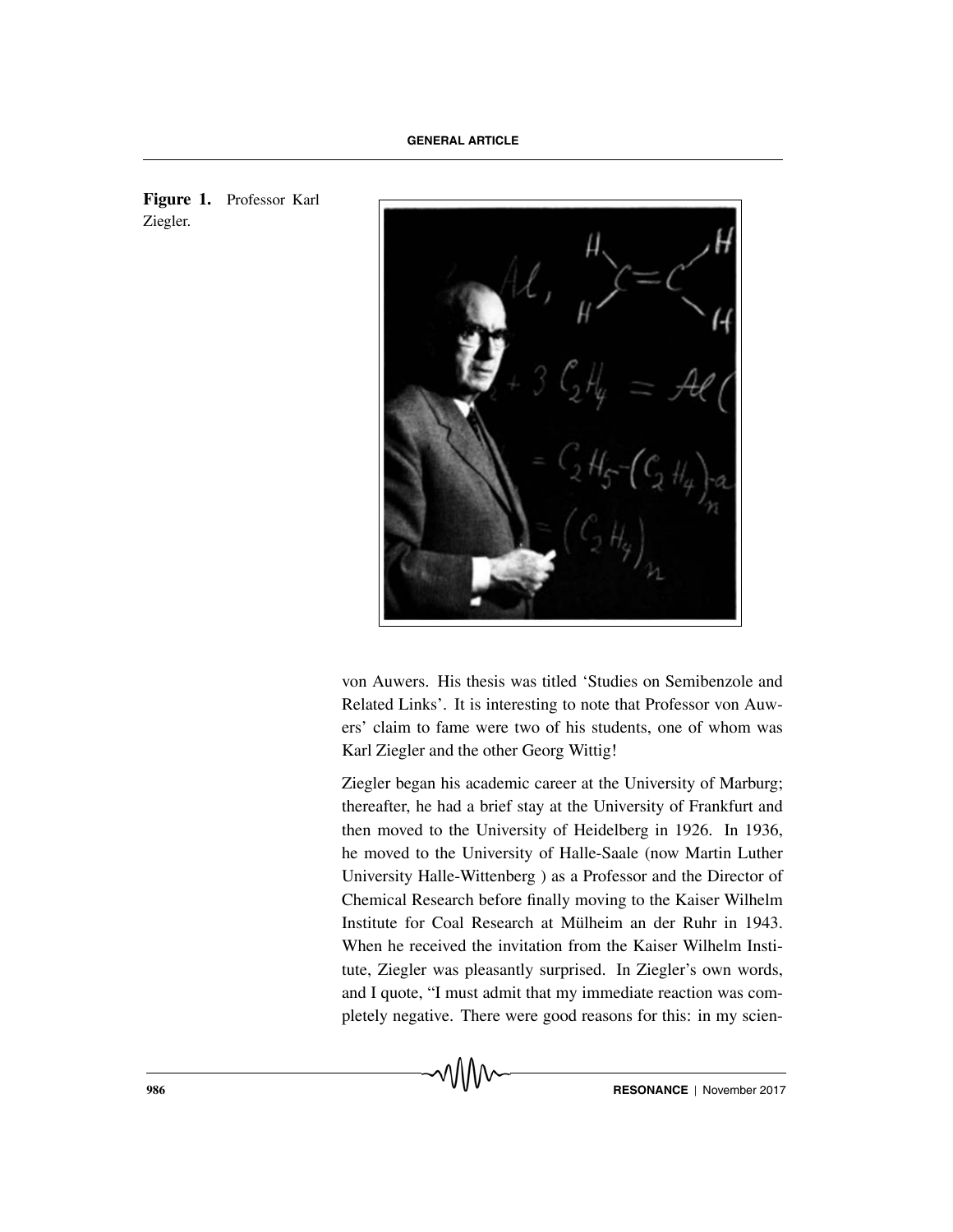Figure 1. Professor Karl Ziegler.

von Auwers. His thesis was titled 'Studies on Semibenzole and Related Links'. It is interesting to note that Professor von Auwers' claim to fame were two of his students, one of whom was Karl Ziegler and the other Georg Wittig!

Ziegler began his academic career at the University of Marburg; thereafter, he had a brief stay at the University of Frankfurt and then moved to the University of Heidelberg in 1926. In 1936, he moved to the University of Halle-Saale (now Martin Luther University Halle-Wittenberg ) as a Professor and the Director of Chemical Research before finally moving to the Kaiser Wilhelm Institute for Coal Research at Mülheim an der Ruhr in 1943. When he received the invitation from the Kaiser Wilhelm Institute, Ziegler was pleasantly surprised. In Ziegler's own words, and I quote, "I must admit that my immediate reaction was completely negative. There were good reasons for this: in my scien-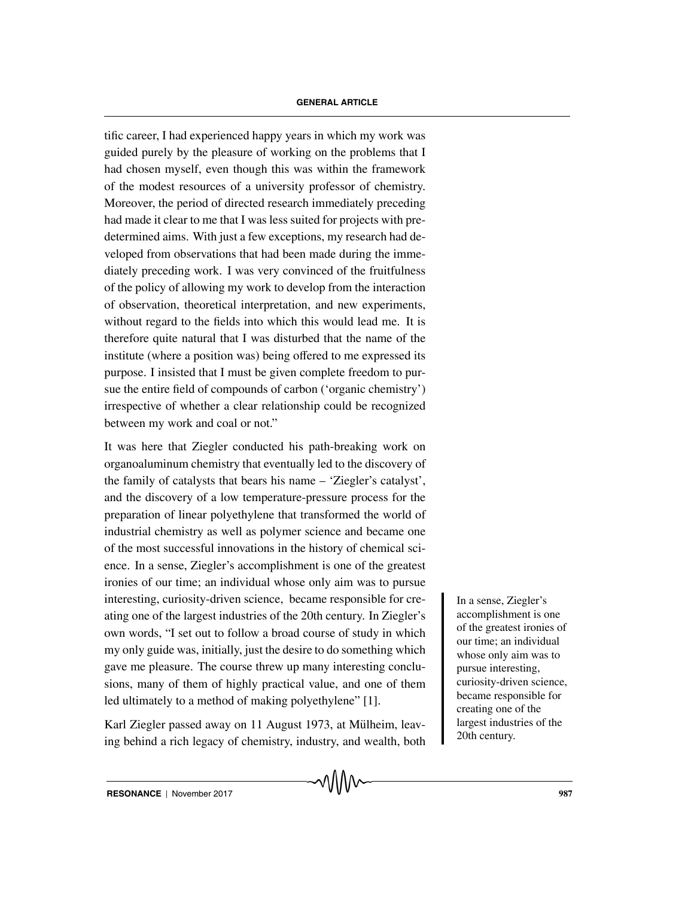tific career, I had experienced happy years in which my work was guided purely by the pleasure of working on the problems that I had chosen myself, even though this was within the framework of the modest resources of a university professor of chemistry. Moreover, the period of directed research immediately preceding had made it clear to me that I was less suited for projects with predetermined aims. With just a few exceptions, my research had developed from observations that had been made during the immediately preceding work. I was very convinced of the fruitfulness of the policy of allowing my work to develop from the interaction of observation, theoretical interpretation, and new experiments, without regard to the fields into which this would lead me. It is therefore quite natural that I was disturbed that the name of the institute (where a position was) being offered to me expressed its purpose. I insisted that I must be given complete freedom to pursue the entire field of compounds of carbon ('organic chemistry') irrespective of whether a clear relationship could be recognized between my work and coal or not."

It was here that Ziegler conducted his path-breaking work on organoaluminum chemistry that eventually led to the discovery of the family of catalysts that bears his name – 'Ziegler's catalyst', and the discovery of a low temperature-pressure process for the preparation of linear polyethylene that transformed the world of industrial chemistry as well as polymer science and became one of the most successful innovations in the history of chemical science. In a sense, Ziegler's accomplishment is one of the greatest ironies of our time; an individual whose only aim was to pursue interesting, curiosity-driven science, became responsible for creating one of the largest industries of the 20th century. In Ziegler's own words, "I set out to follow a broad course of study in which my only guide was, initially, just the desire to do something which gave me pleasure. The course threw up many interesting conclusions, many of them of highly practical value, and one of them led ultimately to a method of making polyethylene" [1].

In a sense, Ziegler's accomplishment is one of the greatest ironies of our time; an individual whose only aim was to pursue interesting, curiosity-driven science, became responsible for creating one of the largest industries of the 20th century.

Karl Ziegler passed away on 11 August 1973, at Mülheim, leaving behind a rich legacy of chemistry, industry, and wealth, both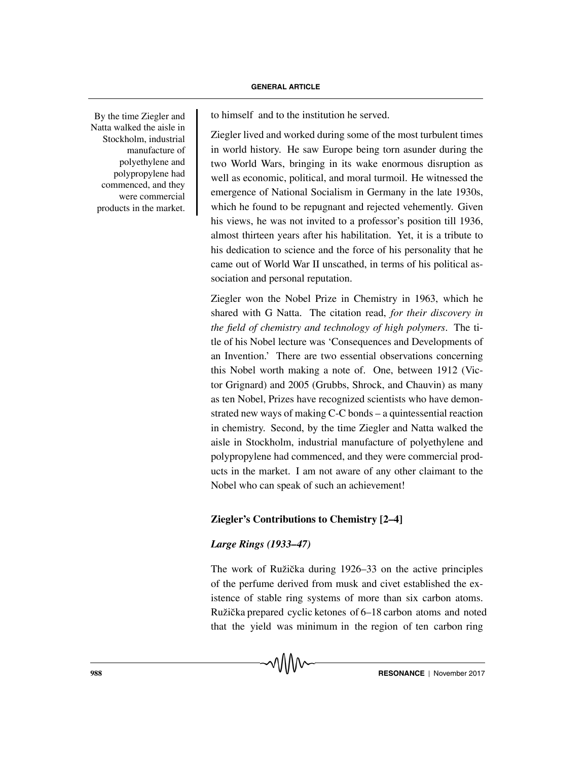By the time Ziegler and Natta walked the aisle in Stockholm, industrial manufacture of polyethylene and polypropylene had commenced, and they were commercial products in the market.

to himself and to the institution he served.

Ziegler lived and worked during some of the most turbulent times in world history. He saw Europe being torn asunder during the two World Wars, bringing in its wake enormous disruption as well as economic, political, and moral turmoil. He witnessed the emergence of National Socialism in Germany in the late 1930s, which he found to be repugnant and rejected vehemently. Given his views, he was not invited to a professor's position till 1936, almost thirteen years after his habilitation. Yet, it is a tribute to his dedication to science and the force of his personality that he came out of World War II unscathed, in terms of his political association and personal reputation.

Ziegler won the Nobel Prize in Chemistry in 1963, which he shared with G Natta. The citation read, *for their discovery in the field of chemistry and technology of high polymers*. The title of his Nobel lecture was 'Consequences and Developments of an Invention.' There are two essential observations concerning this Nobel worth making a note of. One, between 1912 (Victor Grignard) and 2005 (Grubbs, Shrock, and Chauvin) as many as ten Nobel, Prizes have recognized scientists who have demonstrated new ways of making C-C bonds – a quintessential reaction in chemistry. Second, by the time Ziegler and Natta walked the aisle in Stockholm, industrial manufacture of polyethylene and polypropylene had commenced, and they were commercial products in the market. I am not aware of any other claimant to the Nobel who can speak of such an achievement!

## Ziegler's Contributions to Chemistry [2–4]

### *Large Rings (1933–47)*

The work of Ružička during 1926–33 on the active principles of the perfume derived from musk and civet established the existence of stable ring systems of more than six carbon atoms. Ružička prepared cyclic ketones of 6–18 carbon atoms and noted that the yield was minimum in the region of ten carbon ring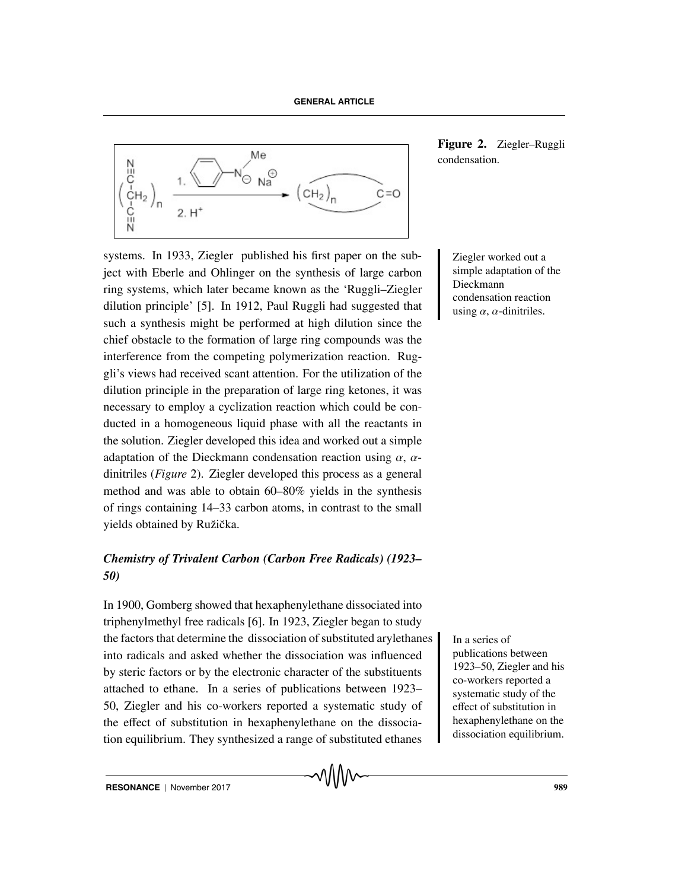Figure 2. Ziegler–Ruggli condensation.

systems. In 1933, Ziegler published his first paper on the subject with Eberle and Ohlinger on the synthesis of large carbon ring systems, which later became known as the 'Ruggli–Ziegler dilution principle' [5]. In 1912, Paul Ruggli had suggested that such a synthesis might be performed at high dilution since the chief obstacle to the formation of large ring compounds was the interference from the competing polymerization reaction. Ruggli's views had received scant attention. For the utilization of the dilution principle in the preparation of large ring ketones, it was necessary to employ a cyclization reaction which could be conducted in a homogeneous liquid phase with all the reactants in the solution. Ziegler developed this idea and worked out a simple adaptation of the Dieckmann condensation reaction using $\alpha$, $\alpha$-dinitriles (*Figure* 2). Ziegler developed this process as a general method and was able to obtain 60–80% yields in the synthesis of rings containing 14–33 carbon atoms, in contrast to the small yields obtained by Ružička.

> Ziegler worked out a simple adaptation of the Dieckmann condensation reaction using $\alpha$, $\alpha$-dinitriles.

### *Chemistry of Trivalent Carbon (Carbon Free Radicals) (1923–50)*

In 1900, Gomberg showed that hexaphenylethane dissociated into triphenylmethyl free radicals [6]. In 1923, Ziegler began to study the factors that determine the dissociation of substituted arylethanes into radicals and asked whether the dissociation was influenced by steric factors or by the electronic character of the substituents attached to ethane. In a series of publications between 1923–50, Ziegler and his co-workers reported a systematic study of the effect of substitution in hexaphenylethane on the dissociation equilibrium. They synthesized a range of substituted ethanes

> In a series of publications between 1923–50, Ziegler and his co-workers reported a systematic study of the effect of substitution in hexaphenylethane on the dissociation equilibrium.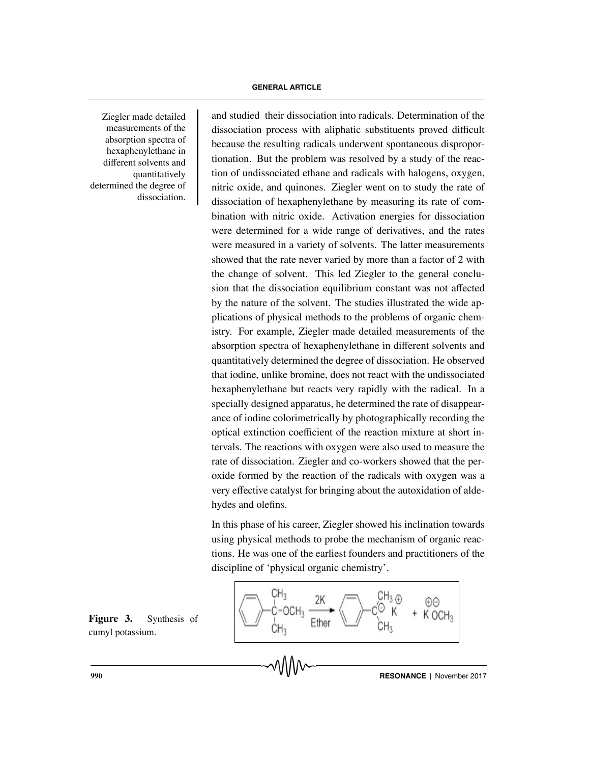and studied their dissociation into radicals. Determination of the dissociation process with aliphatic substituents proved difficult because the resulting radicals underwent spontaneous disproportionation. But the problem was resolved by a study of the reaction of undissociated ethane and radicals with halogens, oxygen, nitric oxide, and quinones. Ziegler went on to study the rate of dissociation of hexaphenylethane by measuring its rate of combination with nitric oxide. Activation energies for dissociation were determined for a wide range of derivatives, and the rates were measured in a variety of solvents. The latter measurements showed that the rate never varied by more than a factor of 2 with the change of solvent. This led Ziegler to the general conclusion that the dissociation equilibrium constant was not affected by the nature of the solvent. The studies illustrated the wide applications of physical methods to the problems of organic chemistry. For example, Ziegler made detailed measurements of the absorption spectra of hexaphenylethane in different solvents and quantitatively determined the degree of dissociation. He observed that iodine, unlike bromine, does not react with the undissociated hexaphenylethane but reacts very rapidly with the radical. In a specially designed apparatus, he determined the rate of disappearance of iodine colorimetrically by photographically recording the optical extinction coefficient of the reaction mixture at short intervals. The reactions with oxygen were also used to measure the rate of dissociation. Ziegler and co-workers showed that the peroxide formed by the reaction of the radicals with oxygen was a very effective catalyst for bringing about the autoxidation of aldehydes and olefins.

Ziegler made detailed measurements of the absorption spectra of hexaphenylethane in different solvents and quantitatively determined the degree of dissociation.

In this phase of his career, Ziegler showed his inclination towards using physical methods to probe the mechanism of organic reactions. He was one of the earliest founders and practitioners of the discipline of 'physical organic chemistry'.

$$C_6H_5C(CH_3)_2OCH_3 \xrightarrow[\text{Ether}]{2K} C_6H_5C^{\ominus}(CH_3)_2\,K^{\oplus} + K^{\oplus}\,{}^{\ominus}OCH_3$$

**Figure 3.** Synthesis of cumyl potassium.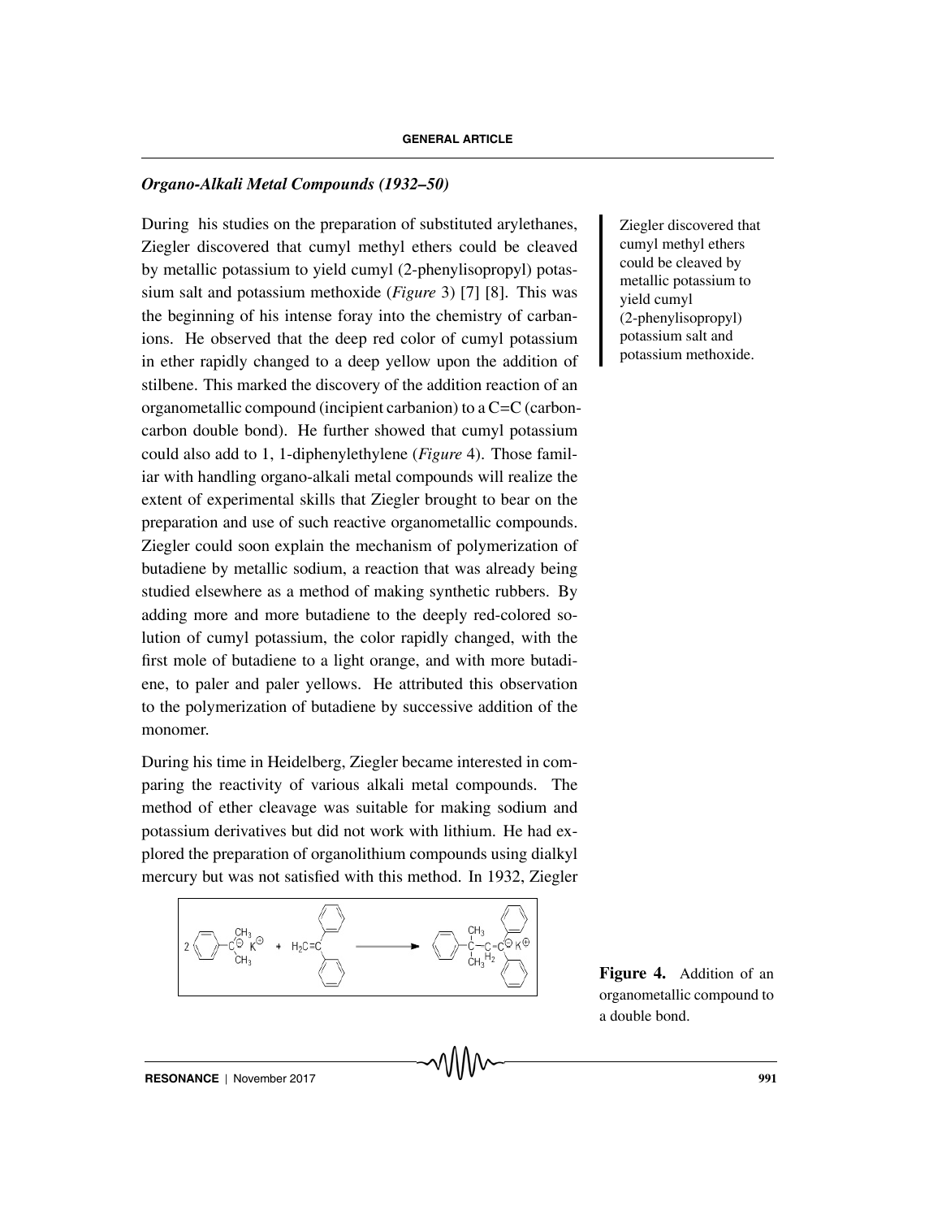### *Organo-Alkali Metal Compounds (1932–50)*

During his studies on the preparation of substituted arylethanes, Ziegler discovered that cumyl methyl ethers could be cleaved by metallic potassium to yield cumyl (2-phenylisopropyl) potassium salt and potassium methoxide (*Figure* 3) [7] [8]. This was the beginning of his intense foray into the chemistry of carbanions. He observed that the deep red color of cumyl potassium in ether rapidly changed to a deep yellow upon the addition of stilbene. This marked the discovery of the addition reaction of an organometallic compound (incipient carbanion) to a C=C (carbon-carbon double bond). He further showed that cumyl potassium could also add to 1, 1-diphenylethylene (*Figure* 4). Those familiar with handling organo-alkali metal compounds will realize the extent of experimental skills that Ziegler brought to bear on the preparation and use of such reactive organometallic compounds. Ziegler could soon explain the mechanism of polymerization of butadiene by metallic sodium, a reaction that was already being studied elsewhere as a method of making synthetic rubbers. By adding more and more butadiene to the deeply red-colored solution of cumyl potassium, the color rapidly changed, with the first mole of butadiene to a light orange, and with more butadiene, to paler and paler yellows. He attributed this observation to the polymerization of butadiene by successive addition of the monomer.

Ziegler discovered that cumyl methyl ethers could be cleaved by metallic potassium to yield cumyl (2-phenylisopropyl) potassium salt and potassium methoxide.

During his time in Heidelberg, Ziegler became interested in comparing the reactivity of various alkali metal compounds. The method of ether cleavage was suitable for making sodium and potassium derivatives but did not work with lithium. He had explored the preparation of organolithium compounds using dialkyl mercury but was not satisfied with this method. In 1932, Ziegler

**Figure 4.** Addition of an organometallic compound to a double bond.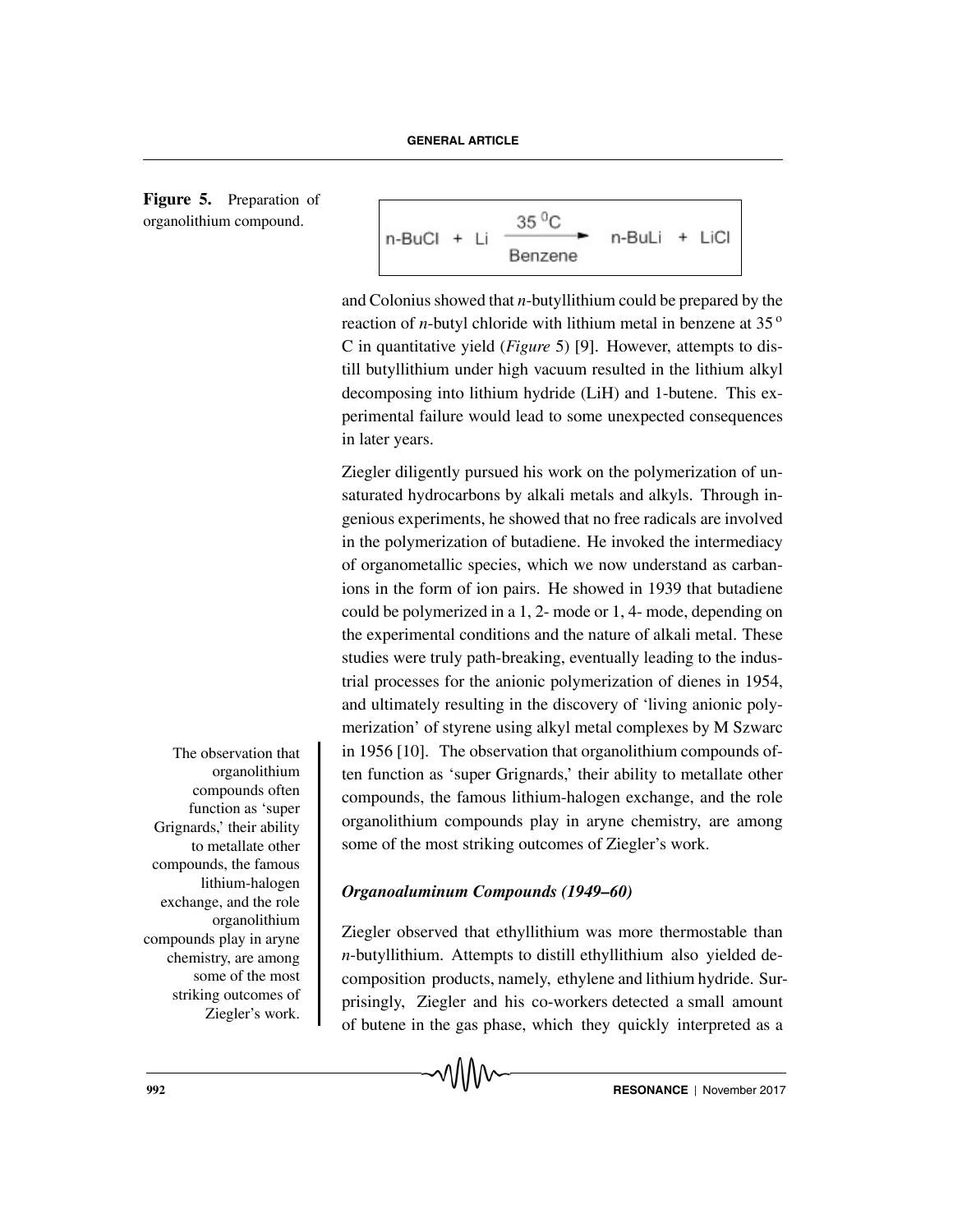**Figure 5.** Preparation of organolithium compound.

$$\text{n-BuCl} + \text{Li} \xrightarrow[\text{Benzene}]{35\,^0\text{C}} \text{n-BuLi} + \text{LiCl}$$

and Colonius showed that *n*-butyllithium could be prepared by the reaction of *n*-butyl chloride with lithium metal in benzene at 35 $^{o}$ C in quantitative yield (*Figure* 5) [9]. However, attempts to distill butyllithium under high vacuum resulted in the lithium alkyl decomposing into lithium hydride (LiH) and 1-butene. This experimental failure would lead to some unexpected consequences in later years.

Ziegler diligently pursued his work on the polymerization of unsaturated hydrocarbons by alkali metals and alkyls. Through ingenious experiments, he showed that no free radicals are involved in the polymerization of butadiene. He invoked the intermediacy of organometallic species, which we now understand as carbanions in the form of ion pairs. He showed in 1939 that butadiene could be polymerized in a 1, 2- mode or 1, 4- mode, depending on the experimental conditions and the nature of alkali metal. These studies were truly path-breaking, eventually leading to the industrial processes for the anionic polymerization of dienes in 1954, and ultimately resulting in the discovery of 'living anionic polymerization' of styrene using alkyl metal complexes by M Szwarc in 1956 [10]. The observation that organolithium compounds often function as 'super Grignards,' their ability to metallate other compounds, the famous lithium-halogen exchange, and the role organolithium compounds play in aryne chemistry, are among some of the most striking outcomes of Ziegler's work.

### *Organoaluminum Compounds (1949–60)*

Ziegler observed that ethyllithium was more thermostable than *n*-butyllithium. Attempts to distill ethyllithium also yielded decomposition products, namely, ethylene and lithium hydride. Surprisingly, Ziegler and his co-workers detected a small amount of butene in the gas phase, which they quickly interpreted as a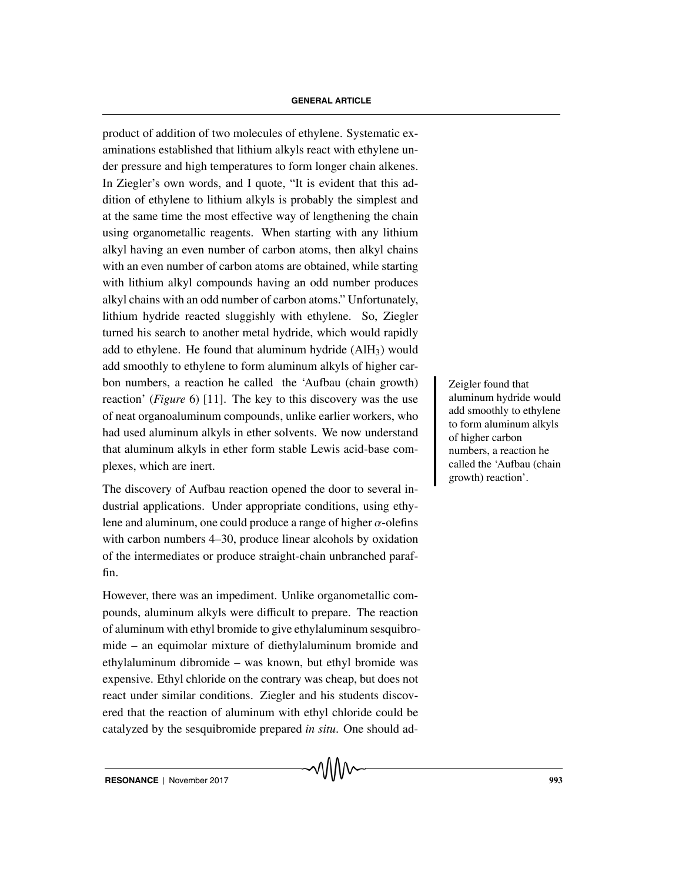product of addition of two molecules of ethylene. Systematic examinations established that lithium alkyls react with ethylene under pressure and high temperatures to form longer chain alkenes. In Ziegler's own words, and I quote, "It is evident that this addition of ethylene to lithium alkyls is probably the simplest and at the same time the most effective way of lengthening the chain using organometallic reagents. When starting with any lithium alkyl having an even number of carbon atoms, then alkyl chains with an even number of carbon atoms are obtained, while starting with lithium alkyl compounds having an odd number produces alkyl chains with an odd number of carbon atoms." Unfortunately, lithium hydride reacted sluggishly with ethylene. So, Ziegler turned his search to another metal hydride, which would rapidly add to ethylene. He found that aluminum hydride ($AlH_3$) would add smoothly to ethylene to form aluminum alkyls of higher carbon numbers, a reaction he called the 'Aufbau (chain growth) reaction' (*Figure* 6) [11]. The key to this discovery was the use of neat organoaluminum compounds, unlike earlier workers, who had used aluminum alkyls in ether solvents. We now understand that aluminum alkyls in ether form stable Lewis acid-base complexes, which are inert.

> Zeigler found that aluminum hydride would add smoothly to ethylene to form aluminum alkyls of higher carbon numbers, a reaction he called the 'Aufbau (chain growth) reaction'.

The discovery of Aufbau reaction opened the door to several industrial applications. Under appropriate conditions, using ethylene and aluminum, one could produce a range of higher $\alpha$-olefins with carbon numbers 4–30, produce linear alcohols by oxidation of the intermediates or produce straight-chain unbranched paraffin.

However, there was an impediment. Unlike organometallic compounds, aluminum alkyls were difficult to prepare. The reaction of aluminum with ethyl bromide to give ethylaluminum sesquibromide – an equimolar mixture of diethylaluminum bromide and ethylaluminum dibromide – was known, but ethyl bromide was expensive. Ethyl chloride on the contrary was cheap, but does not react under similar conditions. Ziegler and his students discovered that the reaction of aluminum with ethyl chloride could be catalyzed by the sesquibromide prepared *in situ*. One should ad-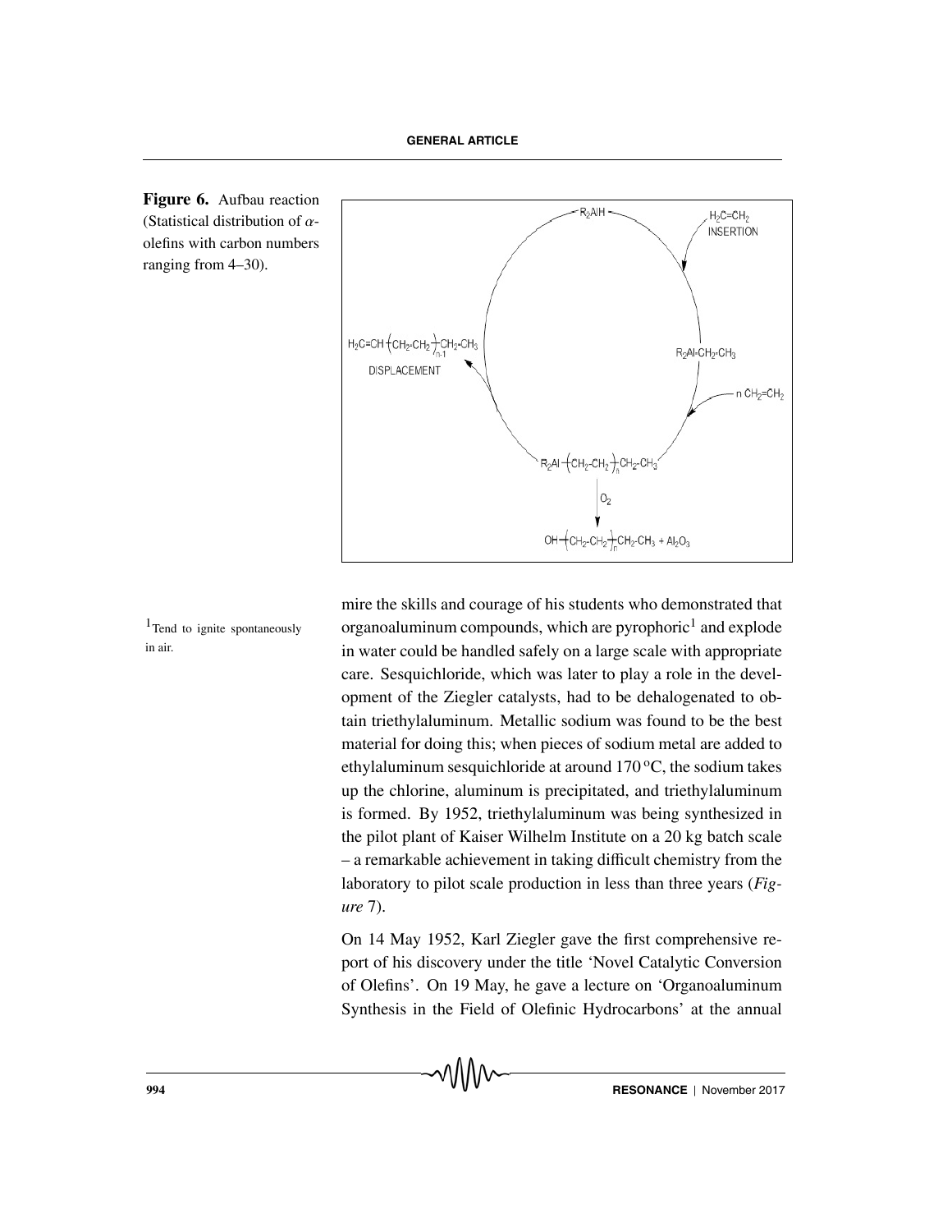**Figure 6.** Aufbau reaction (Statistical distribution of $\alpha$-olefins with carbon numbers ranging from 4–30).

mire the skills and courage of his students who demonstrated that organoaluminum compounds, which are pyrophoric[1] and explode in water could be handled safely on a large scale with appropriate care. Sesquichloride, which was later to play a role in the development of the Ziegler catalysts, had to be dehalogenated to obtain triethylaluminum. Metallic sodium was found to be the best material for doing this; when pieces of sodium metal are added to ethylaluminum sesquichloride at around 170 °C, the sodium takes up the chlorine, aluminum is precipitated, and triethylaluminum is formed. By 1952, triethylaluminum was being synthesized in the pilot plant of Kaiser Wilhelm Institute on a 20 kg batch scale – a remarkable achievement in taking difficult chemistry from the laboratory to pilot scale production in less than three years (*Figure* 7).

[1] Tend to ignite spontaneously in air.

On 14 May 1952, Karl Ziegler gave the first comprehensive report of his discovery under the title 'Novel Catalytic Conversion of Olefins'. On 19 May, he gave a lecture on 'Organoaluminum Synthesis in the Field of Olefinic Hydrocarbons' at the annual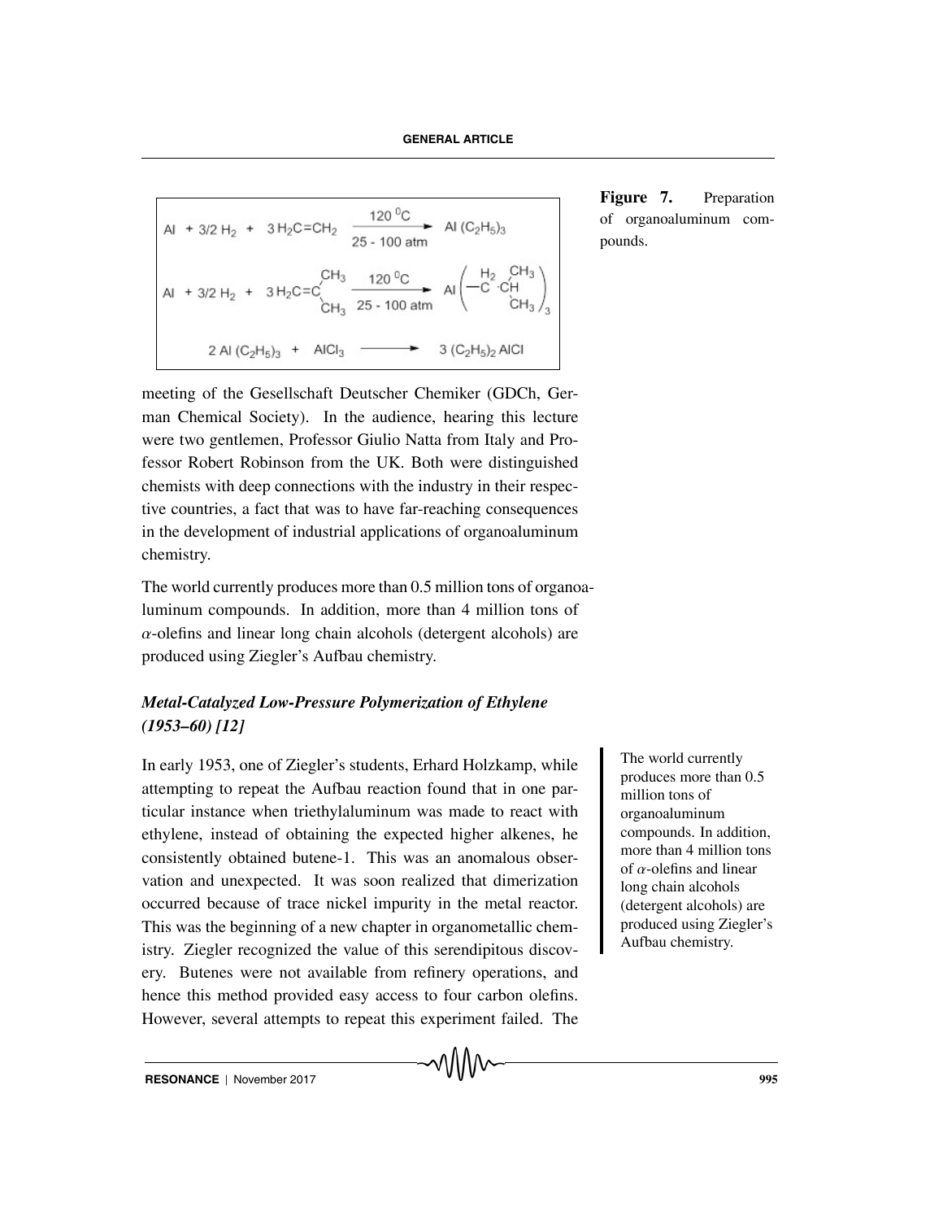$$Al + 3/2\,H_2 + 3\,H_2C{=}CH_2 \xrightarrow[25\text{ - }100\text{ atm}]{120\,^0C} Al(C_2H_5)_3$$

$$Al + 3/2\,H_2 + 3\,H_2C{=}C(CH_3)_2 \xrightarrow[25\text{ - }100\text{ atm}]{120\,^0C} Al\left(-\overset{H_2}{C}\cdot CH(CH_3)_2\right)_3$$

$$2\,Al(C_2H_5)_3 + AlCl_3 \longrightarrow 3\,(C_2H_5)_2AlCl$$

**Figure 7.** Preparation of organoaluminum compounds.

meeting of the Gesellschaft Deutscher Chemiker (GDCh, German Chemical Society). In the audience, hearing this lecture were two gentlemen, Professor Giulio Natta from Italy and Professor Robert Robinson from the UK. Both were distinguished chemists with deep connections with the industry in their respective countries, a fact that was to have far-reaching consequences in the development of industrial applications of organoaluminum chemistry.

The world currently produces more than 0.5 million tons of organoaluminum compounds. In addition, more than 4 million tons of $\alpha$-olefins and linear long chain alcohols (detergent alcohols) are produced using Ziegler's Aufbau chemistry.

### *Metal-Catalyzed Low-Pressure Polymerization of Ethylene (1953–60) [12]*

In early 1953, one of Ziegler's students, Erhard Holzkamp, while attempting to repeat the Aufbau reaction found that in one particular instance when triethylaluminum was made to react with ethylene, instead of obtaining the expected higher alkenes, he consistently obtained butene-1. This was an anomalous observation and unexpected. It was soon realized that dimerization occurred because of trace nickel impurity in the metal reactor. This was the beginning of a new chapter in organometallic chemistry. Ziegler recognized the value of this serendipitous discovery. Butenes were not available from refinery operations, and hence this method provided easy access to four carbon olefins. However, several attempts to repeat this experiment failed. The

> The world currently produces more than 0.5 million tons of organoaluminum compounds. In addition, more than 4 million tons of $\alpha$-olefins and linear long chain alcohols (detergent alcohols) are produced using Ziegler's Aufbau chemistry.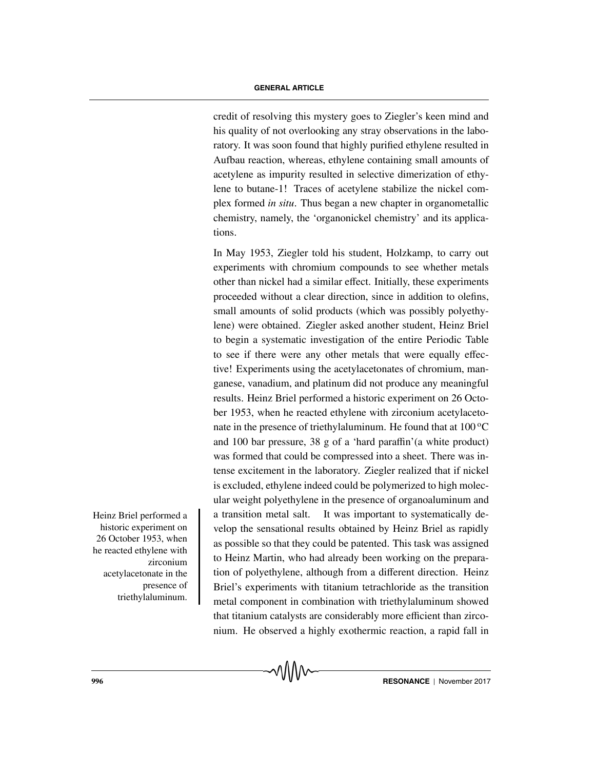credit of resolving this mystery goes to Ziegler's keen mind and his quality of not overlooking any stray observations in the laboratory. It was soon found that highly purified ethylene resulted in Aufbau reaction, whereas, ethylene containing small amounts of acetylene as impurity resulted in selective dimerization of ethylene to butane-1! Traces of acetylene stabilize the nickel complex formed *in situ*. Thus began a new chapter in organometallic chemistry, namely, the 'organonickel chemistry' and its applications.

In May 1953, Ziegler told his student, Holzkamp, to carry out experiments with chromium compounds to see whether metals other than nickel had a similar effect. Initially, these experiments proceeded without a clear direction, since in addition to olefins, small amounts of solid products (which was possibly polyethylene) were obtained. Ziegler asked another student, Heinz Briel to begin a systematic investigation of the entire Periodic Table to see if there were any other metals that were equally effective! Experiments using the acetylacetonates of chromium, manganese, vanadium, and platinum did not produce any meaningful results. Heinz Briel performed a historic experiment on 26 October 1953, when he reacted ethylene with zirconium acetylacetonate in the presence of triethylaluminum. He found that at 100 °C and 100 bar pressure, 38 g of a 'hard paraffin'(a white product) was formed that could be compressed into a sheet. There was intense excitement in the laboratory. Ziegler realized that if nickel is excluded, ethylene indeed could be polymerized to high molecular weight polyethylene in the presence of organoaluminum and a transition metal salt. It was important to systematically develop the sensational results obtained by Heinz Briel as rapidly as possible so that they could be patented. This task was assigned to Heinz Martin, who had already been working on the preparation of polyethylene, although from a different direction. Heinz Briel's experiments with titanium tetrachloride as the transition metal component in combination with triethylaluminum showed that titanium catalysts are considerably more efficient than zirconium. He observed a highly exothermic reaction, a rapid fall in

Heinz Briel performed a historic experiment on 26 October 1953, when he reacted ethylene with zirconium acetylacetonate in the presence of triethylaluminum.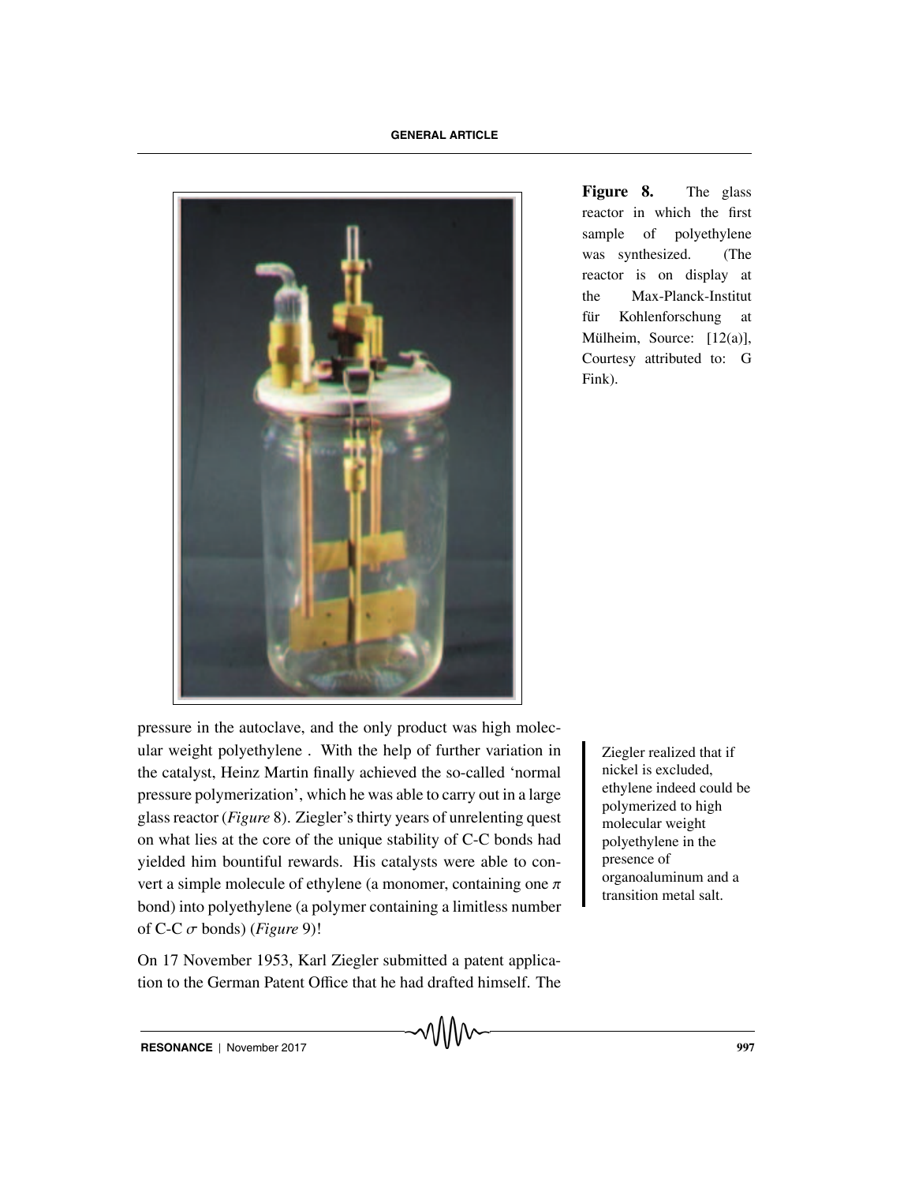Figure 8. The glass reactor in which the first sample of polyethylene was synthesized. (The reactor is on display at the Max-Planck-Institut für Kohlenforschung at Mülheim, Source: [12(a)], Courtesy attributed to: G Fink).

pressure in the autoclave, and the only product was high molecular weight polyethylene . With the help of further variation in the catalyst, Heinz Martin finally achieved the so-called 'normal pressure polymerization', which he was able to carry out in a large glass reactor (*Figure* 8). Ziegler's thirty years of unrelenting quest on what lies at the core of the unique stability of C-C bonds had yielded him bountiful rewards. His catalysts were able to convert a simple molecule of ethylene (a monomer, containing one $\pi$ bond) into polyethylene (a polymer containing a limitless number of C-C $\sigma$ bonds) (*Figure* 9)!

Ziegler realized that if nickel is excluded, ethylene indeed could be polymerized to high molecular weight polyethylene in the presence of organoaluminum and a transition metal salt.

On 17 November 1953, Karl Ziegler submitted a patent application to the German Patent Office that he had drafted himself. The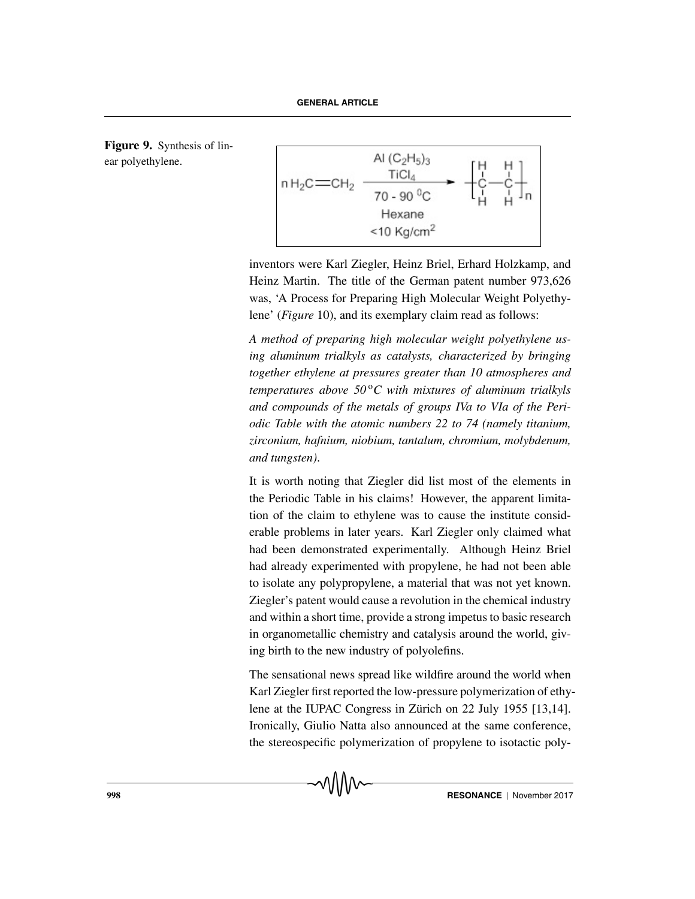**Figure 9.** Synthesis of linear polyethylene.

$$n\,H_2C{=}CH_2 \xrightarrow[\substack{70-90\,^0C \\ \text{Hexane} \\ <10\ \text{Kg/cm}^2}]{\substack{Al(C_2H_5)_3 \\ TiCl_4}} \left[ -\overset{H}{\underset{H}{C}}-\overset{H}{\underset{H}{C}}- \right]_n$$

inventors were Karl Ziegler, Heinz Briel, Erhard Holzkamp, and Heinz Martin. The title of the German patent number 973,626 was, 'A Process for Preparing High Molecular Weight Polyethylene' (*Figure* 10), and its exemplary claim read as follows:

*A method of preparing high molecular weight polyethylene using aluminum trialkyls as catalysts, characterized by bringing together ethylene at pressures greater than 10 atmospheres and temperatures above 50°C with mixtures of aluminum trialkyls and compounds of the metals of groups IVa to VIa of the Periodic Table with the atomic numbers 22 to 74 (namely titanium, zirconium, hafnium, niobium, tantalum, chromium, molybdenum, and tungsten).*

It is worth noting that Ziegler did list most of the elements in the Periodic Table in his claims! However, the apparent limitation of the claim to ethylene was to cause the institute considerable problems in later years. Karl Ziegler only claimed what had been demonstrated experimentally. Although Heinz Briel had already experimented with propylene, he had not been able to isolate any polypropylene, a material that was not yet known. Ziegler's patent would cause a revolution in the chemical industry and within a short time, provide a strong impetus to basic research in organometallic chemistry and catalysis around the world, giving birth to the new industry of polyolefins.

The sensational news spread like wildfire around the world when Karl Ziegler first reported the low-pressure polymerization of ethylene at the IUPAC Congress in Zürich on 22 July 1955 [13,14]. Ironically, Giulio Natta also announced at the same conference, the stereospecific polymerization of propylene to isotactic poly-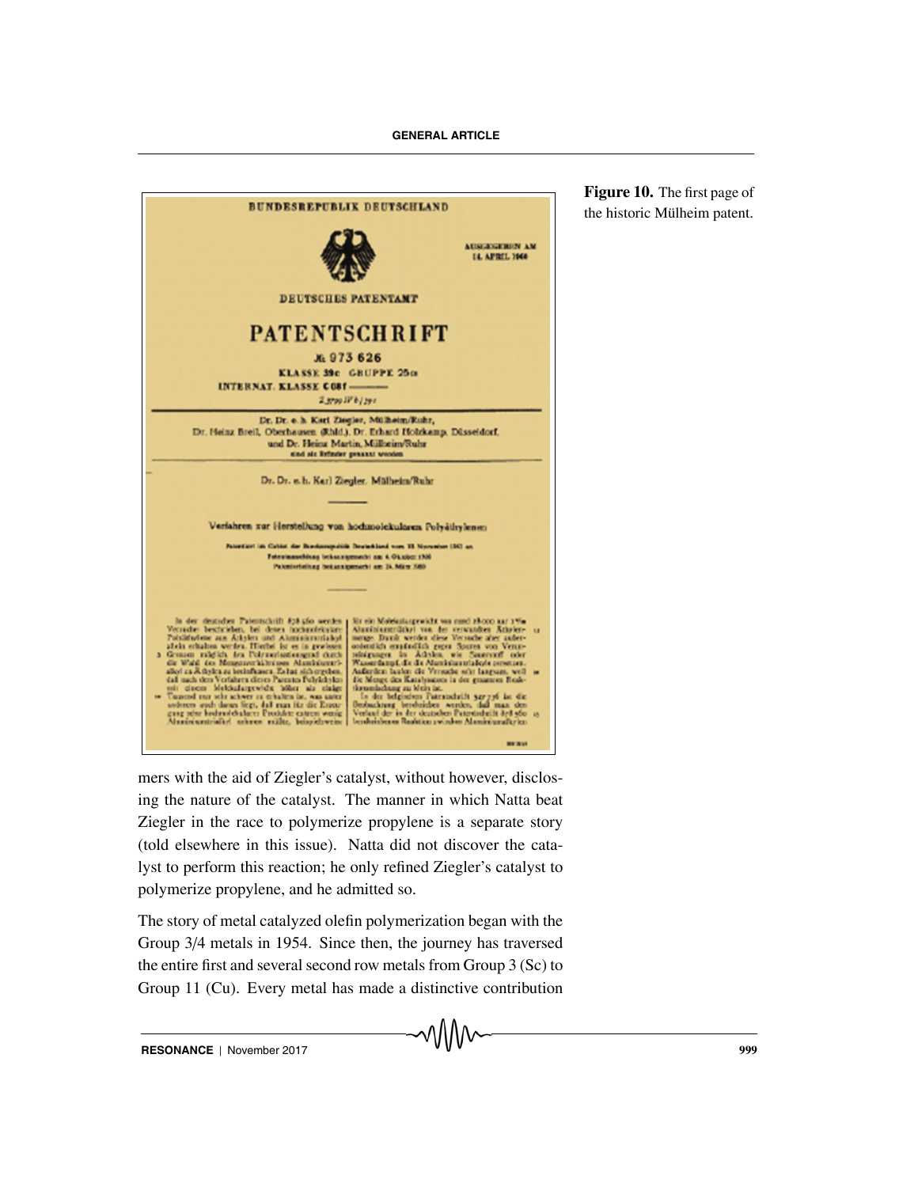**Figure 10.** The first page of the historic Mülheim patent.

mers with the aid of Ziegler's catalyst, without however, disclosing the nature of the catalyst. The manner in which Natta beat Ziegler in the race to polymerize propylene is a separate story (told elsewhere in this issue). Natta did not discover the catalyst to perform this reaction; he only refined Ziegler's catalyst to polymerize propylene, and he admitted so.

The story of metal catalyzed olefin polymerization began with the Group 3/4 metals in 1954. Since then, the journey has traversed the entire first and several second row metals from Group 3 (Sc) to Group 11 (Cu). Every metal has made a distinctive contribution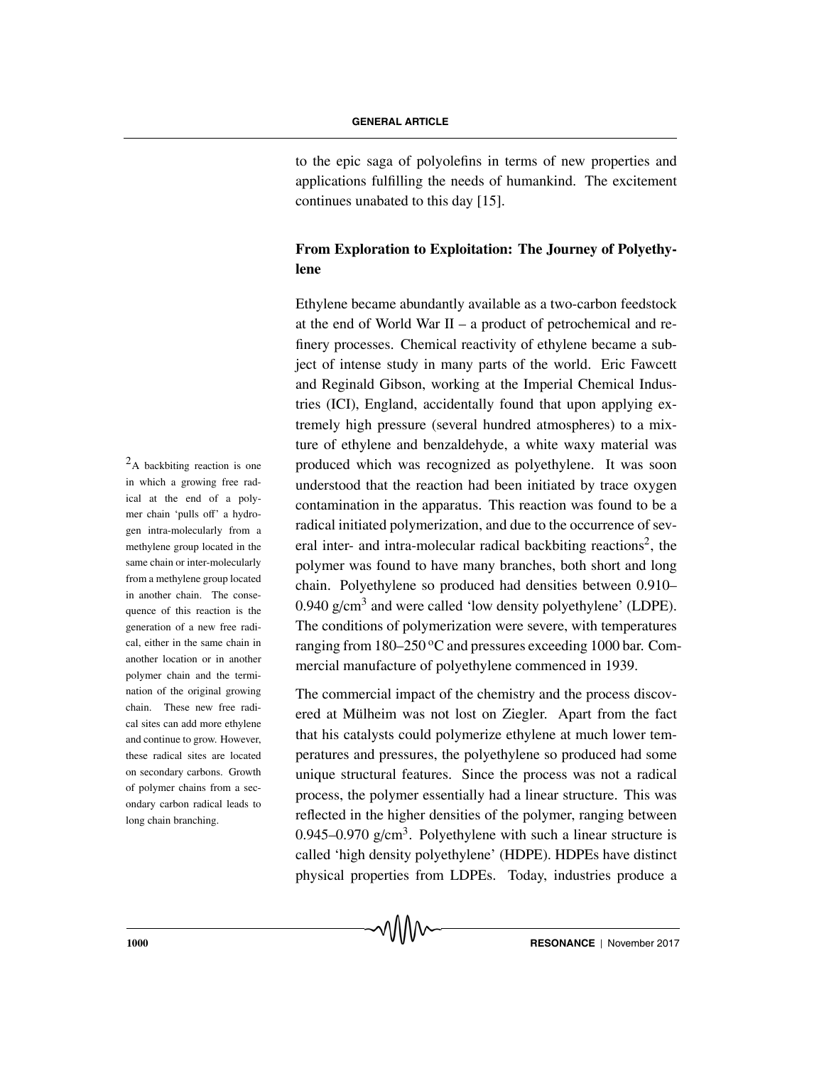to the epic saga of polyolefins in terms of new properties and applications fulfilling the needs of humankind. The excitement continues unabated to this day [15].

## From Exploration to Exploitation: The Journey of Polyethylene

Ethylene became abundantly available as a two-carbon feedstock at the end of World War II – a product of petrochemical and refinery processes. Chemical reactivity of ethylene became a subject of intense study in many parts of the world. Eric Fawcett and Reginald Gibson, working at the Imperial Chemical Industries (ICI), England, accidentally found that upon applying extremely high pressure (several hundred atmospheres) to a mixture of ethylene and benzaldehyde, a white waxy material was produced which was recognized as polyethylene. It was soon understood that the reaction had been initiated by trace oxygen contamination in the apparatus. This reaction was found to be a radical initiated polymerization, and due to the occurrence of several inter- and intra-molecular radical backbiting reactions[2], the polymer was found to have many branches, both short and long chain. Polyethylene so produced had densities between 0.910–0.940 g/cm$^3$ and were called 'low density polyethylene' (LDPE). The conditions of polymerization were severe, with temperatures ranging from 180–250 °C and pressures exceeding 1000 bar. Commercial manufacture of polyethylene commenced in 1939.

[2] A backbiting reaction is one in which a growing free radical at the end of a polymer chain 'pulls off' a hydrogen intra-molecularly from a methylene group located in the same chain or inter-molecularly from a methylene group located in another chain. The consequence of this reaction is the generation of a new free radical, either in the same chain in another location or in another polymer chain and the termination of the original growing chain. These new free radical sites can add more ethylene and continue to grow. However, these radical sites are located on secondary carbons. Growth of polymer chains from a secondary carbon radical leads to long chain branching.

The commercial impact of the chemistry and the process discovered at Mülheim was not lost on Ziegler. Apart from the fact that his catalysts could polymerize ethylene at much lower temperatures and pressures, the polyethylene so produced had some unique structural features. Since the process was not a radical process, the polymer essentially had a linear structure. This was reflected in the higher densities of the polymer, ranging between 0.945–0.970 g/cm$^3$. Polyethylene with such a linear structure is called 'high density polyethylene' (HDPE). HDPEs have distinct physical properties from LDPEs. Today, industries produce a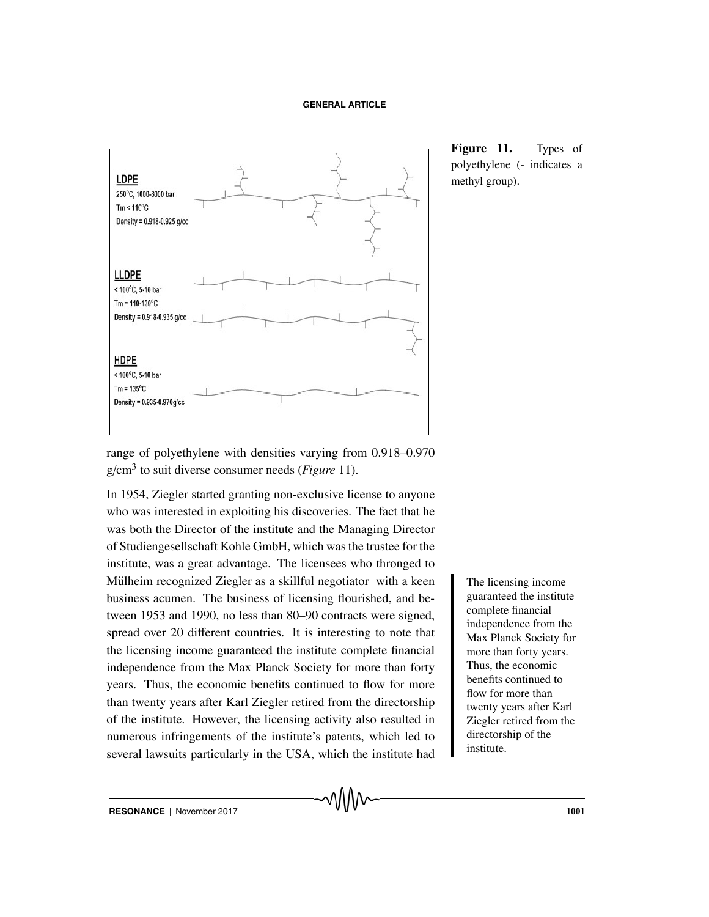LDPE

250°C, 1000-3000 bar

Tm < 110°C

Density = 0.918-0.925 g/cc

LLDPE

< 100°C, 5-10 bar

Tm = 110-130°C

Density = 0.918-0.935 g/cc

HDPE

< 100°C, 5-10 bar

Tm = 135°C

Density = 0.935-0.970g/cc

**Figure 11.** Types of polyethylene (- indicates a methyl group).

range of polyethylene with densities varying from 0.918–0.970 g/cm$^3$ to suit diverse consumer needs (*Figure* 11).

In 1954, Ziegler started granting non-exclusive license to anyone who was interested in exploiting his discoveries. The fact that he was both the Director of the institute and the Managing Director of Studiengesellschaft Kohle GmbH, which was the trustee for the institute, was a great advantage. The licensees who thronged to Mülheim recognized Ziegler as a skillful negotiator with a keen business acumen. The business of licensing flourished, and between 1953 and 1990, no less than 80–90 contracts were signed, spread over 20 different countries. It is interesting to note that the licensing income guaranteed the institute complete financial independence from the Max Planck Society for more than forty years. Thus, the economic benefits continued to flow for more than twenty years after Karl Ziegler retired from the directorship of the institute. However, the licensing activity also resulted in numerous infringements of the institute's patents, which led to several lawsuits particularly in the USA, which the institute had

The licensing income guaranteed the institute complete financial independence from the Max Planck Society for more than forty years. Thus, the economic benefits continued to flow for more than twenty years after Karl Ziegler retired from the directorship of the institute.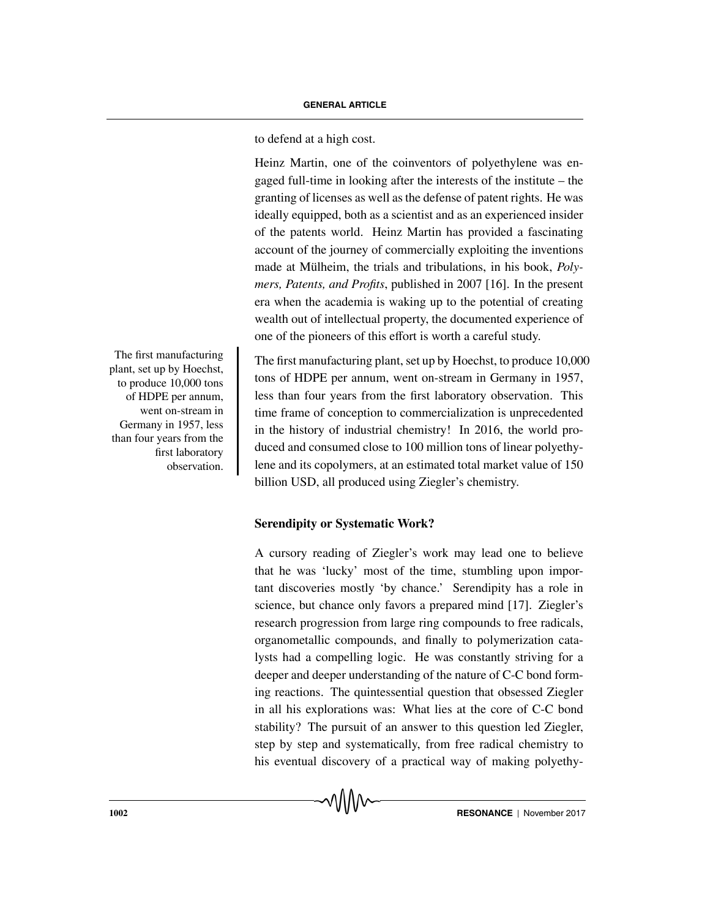to defend at a high cost.

Heinz Martin, one of the coinventors of polyethylene was engaged full-time in looking after the interests of the institute – the granting of licenses as well as the defense of patent rights. He was ideally equipped, both as a scientist and as an experienced insider of the patents world. Heinz Martin has provided a fascinating account of the journey of commercially exploiting the inventions made at Mülheim, the trials and tribulations, in his book, *Polymers, Patents, and Profits*, published in 2007 [16]. In the present era when the academia is waking up to the potential of creating wealth out of intellectual property, the documented experience of one of the pioneers of this effort is worth a careful study.

The first manufacturing plant, set up by Hoechst, to produce 10,000 tons of HDPE per annum, went on-stream in Germany in 1957, less than four years from the first laboratory observation.

The first manufacturing plant, set up by Hoechst, to produce 10,000 tons of HDPE per annum, went on-stream in Germany in 1957, less than four years from the first laboratory observation. This time frame of conception to commercialization is unprecedented in the history of industrial chemistry! In 2016, the world produced and consumed close to 100 million tons of linear polyethylene and its copolymers, at an estimated total market value of 150 billion USD, all produced using Ziegler's chemistry.

### Serendipity or Systematic Work?

A cursory reading of Ziegler's work may lead one to believe that he was 'lucky' most of the time, stumbling upon important discoveries mostly 'by chance.' Serendipity has a role in science, but chance only favors a prepared mind [17]. Ziegler's research progression from large ring compounds to free radicals, organometallic compounds, and finally to polymerization catalysts had a compelling logic. He was constantly striving for a deeper and deeper understanding of the nature of C-C bond forming reactions. The quintessential question that obsessed Ziegler in all his explorations was: What lies at the core of C-C bond stability? The pursuit of an answer to this question led Ziegler, step by step and systematically, from free radical chemistry to his eventual discovery of a practical way of making polyethy-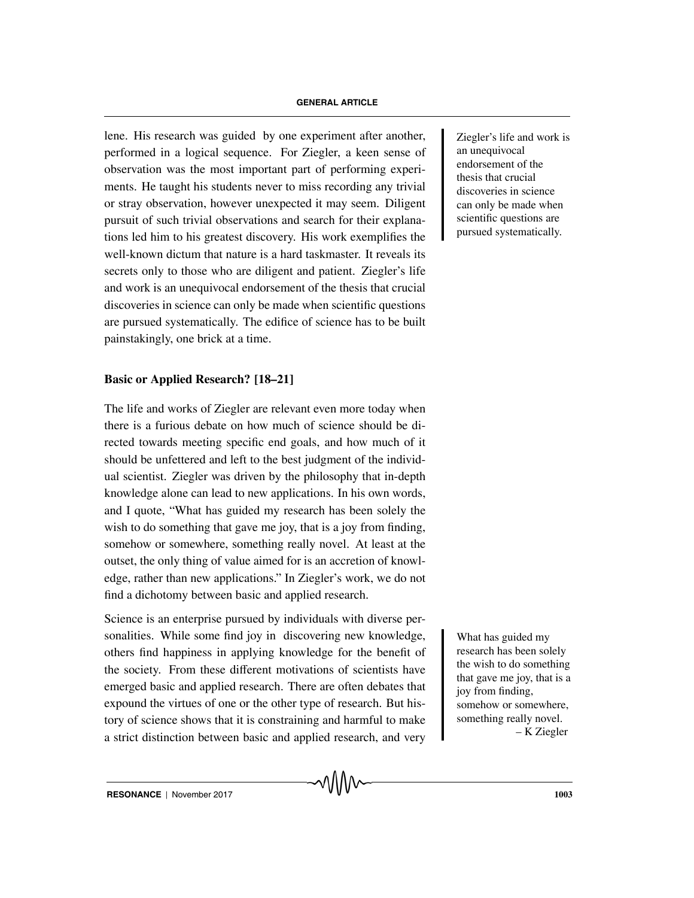lene. His research was guided by one experiment after another, performed in a logical sequence. For Ziegler, a keen sense of observation was the most important part of performing experiments. He taught his students never to miss recording any trivial or stray observation, however unexpected it may seem. Diligent pursuit of such trivial observations and search for their explanations led him to his greatest discovery. His work exemplifies the well-known dictum that nature is a hard taskmaster. It reveals its secrets only to those who are diligent and patient. Ziegler's life and work is an unequivocal endorsement of the thesis that crucial discoveries in science can only be made when scientific questions are pursued systematically. The edifice of science has to be built painstakingly, one brick at a time.

> Ziegler's life and work is an unequivocal endorsement of the thesis that crucial discoveries in science can only be made when scientific questions are pursued systematically.

## Basic or Applied Research? [18–21]

The life and works of Ziegler are relevant even more today when there is a furious debate on how much of science should be directed towards meeting specific end goals, and how much of it should be unfettered and left to the best judgment of the individual scientist. Ziegler was driven by the philosophy that in-depth knowledge alone can lead to new applications. In his own words, and I quote, "What has guided my research has been solely the wish to do something that gave me joy, that is a joy from finding, somehow or somewhere, something really novel. At least at the outset, the only thing of value aimed for is an accretion of knowledge, rather than new applications." In Ziegler's work, we do not find a dichotomy between basic and applied research.

Science is an enterprise pursued by individuals with diverse personalities. While some find joy in discovering new knowledge, others find happiness in applying knowledge for the benefit of the society. From these different motivations of scientists have emerged basic and applied research. There are often debates that expound the virtues of one or the other type of research. But history of science shows that it is constraining and harmful to make a strict distinction between basic and applied research, and very

> What has guided my research has been solely the wish to do something that gave me joy, that is a joy from finding, somehow or somewhere, something really novel.
> – K Ziegler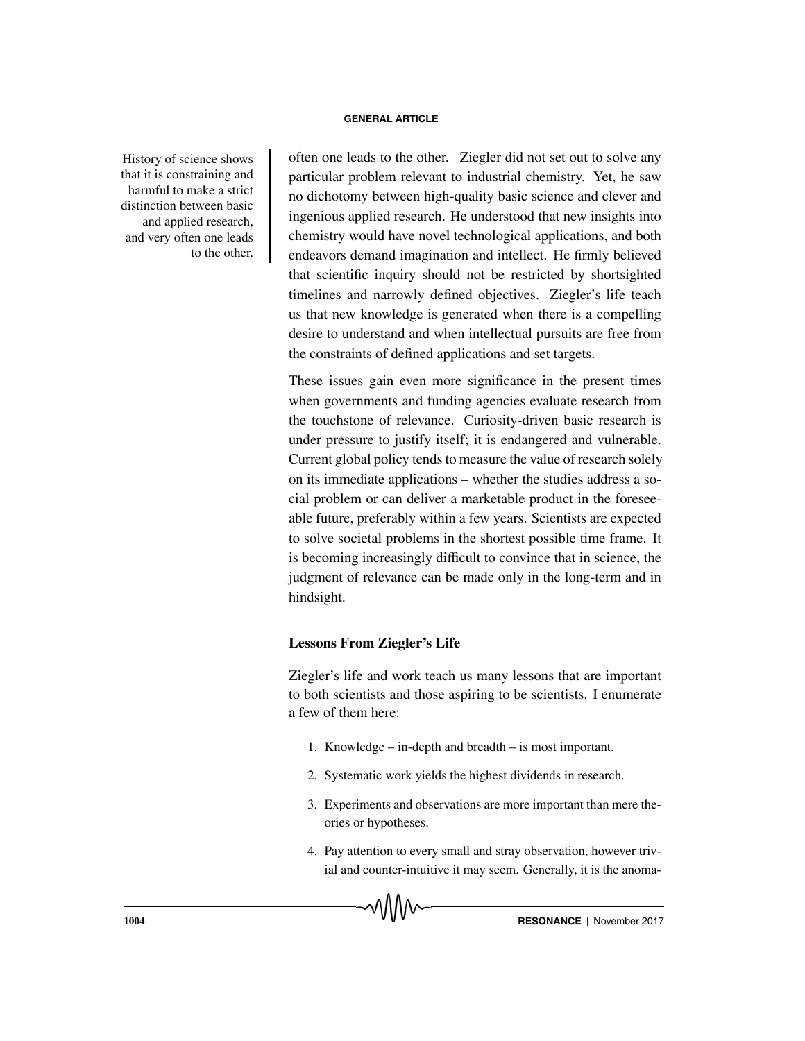often one leads to the other. Ziegler did not set out to solve any particular problem relevant to industrial chemistry. Yet, he saw no dichotomy between high-quality basic science and clever and ingenious applied research. He understood that new insights into chemistry would have novel technological applications, and both endeavors demand imagination and intellect. He firmly believed that scientific inquiry should not be restricted by shortsighted timelines and narrowly defined objectives. Ziegler's life teach us that new knowledge is generated when there is a compelling desire to understand and when intellectual pursuits are free from the constraints of defined applications and set targets.

History of science shows that it is constraining and harmful to make a strict distinction between basic and applied research, and very often one leads to the other.

These issues gain even more significance in the present times when governments and funding agencies evaluate research from the touchstone of relevance. Curiosity-driven basic research is under pressure to justify itself; it is endangered and vulnerable. Current global policy tends to measure the value of research solely on its immediate applications – whether the studies address a social problem or can deliver a marketable product in the foreseeable future, preferably within a few years. Scientists are expected to solve societal problems in the shortest possible time frame. It is becoming increasingly difficult to convince that in science, the judgment of relevance can be made only in the long-term and in hindsight.

## Lessons From Ziegler's Life

Ziegler's life and work teach us many lessons that are important to both scientists and those aspiring to be scientists. I enumerate a few of them here:

1. Knowledge – in-depth and breadth – is most important.
2. Systematic work yields the highest dividends in research.
3. Experiments and observations are more important than mere theories or hypotheses.
4. Pay attention to every small and stray observation, however trivial and counter-intuitive it may seem. Generally, it is the anoma-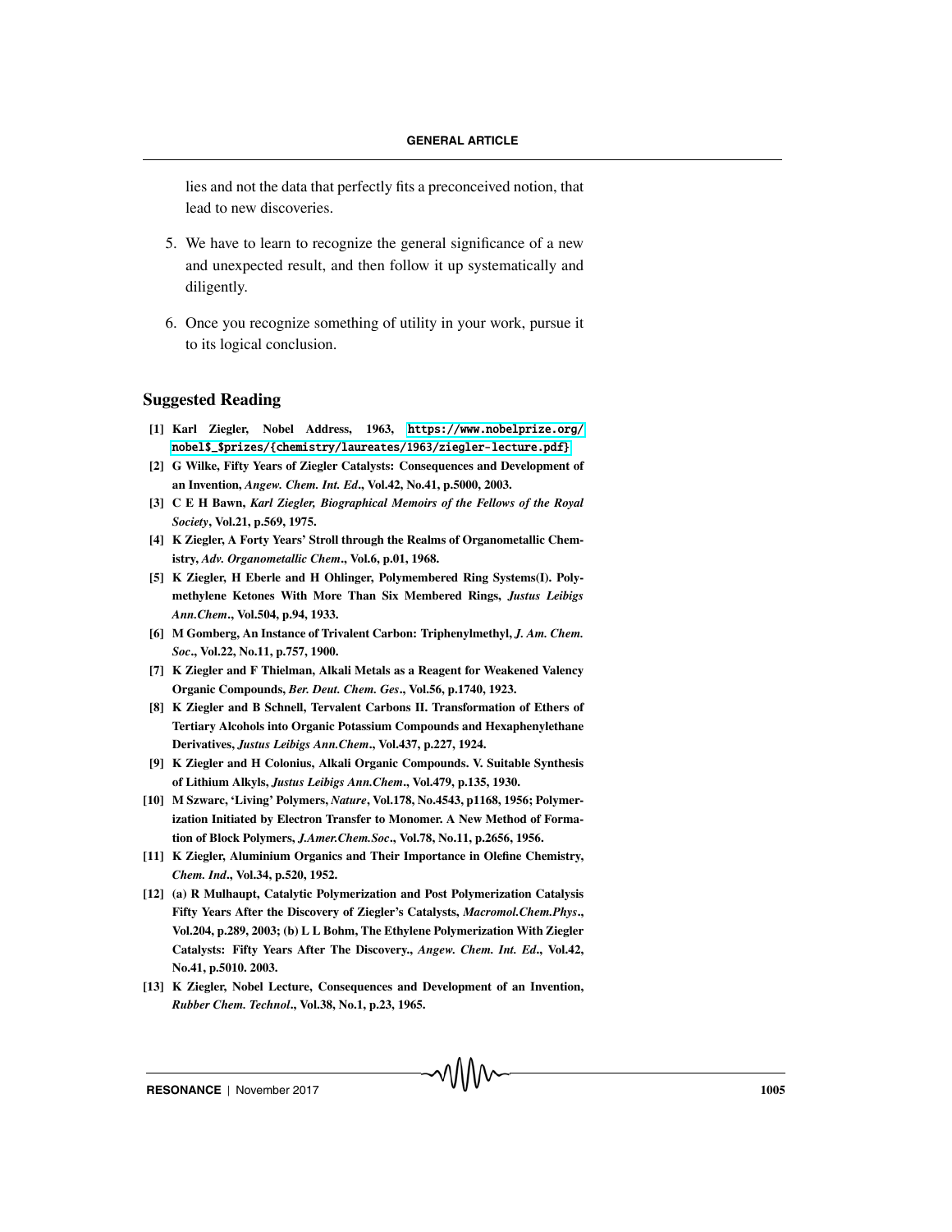lies and not the data that perfectly fits a preconceived notion, that lead to new discoveries.

5. We have to learn to recognize the general significance of a new and unexpected result, and then follow it up systematically and diligently.

6. Once you recognize something of utility in your work, pursue it to its logical conclusion.

## Suggested Reading

**[1] Karl Ziegler, Nobel Address, 1963, https://www.nobelprize.org/nobel$_$prizes/{chemistry/laureates/1963/ziegler-lecture.pdf}**

**[2] G Wilke, Fifty Years of Ziegler Catalysts: Consequences and Development of an Invention, *Angew. Chem. Int. Ed*., Vol.42, No.41, p.5000, 2003.**

**[3] C E H Bawn, *Karl Ziegler, Biographical Memoirs of the Fellows of the Royal Society*, Vol.21, p.569, 1975.**

**[4] K Ziegler, A Forty Years' Stroll through the Realms of Organometallic Chemistry, *Adv. Organometallic Chem*., Vol.6, p.01, 1968.**

**[5] K Ziegler, H Eberle and H Ohlinger, Polymembered Ring Systems(I). Polymethylene Ketones With More Than Six Membered Rings, *Justus Leibigs Ann.Chem*., Vol.504, p.94, 1933.**

**[6] M Gomberg, An Instance of Trivalent Carbon: Triphenylmethyl, *J. Am. Chem. Soc*., Vol.22, No.11, p.757, 1900.**

**[7] K Ziegler and F Thielman, Alkali Metals as a Reagent for Weakened Valency Organic Compounds, *Ber. Deut. Chem. Ges*., Vol.56, p.1740, 1923.**

**[8] K Ziegler and B Schnell, Tervalent Carbons II. Transformation of Ethers of Tertiary Alcohols into Organic Potassium Compounds and Hexaphenylethane Derivatives, *Justus Leibigs Ann.Chem*., Vol.437, p.227, 1924.**

**[9] K Ziegler and H Colonius, Alkali Organic Compounds. V. Suitable Synthesis of Lithium Alkyls, *Justus Leibigs Ann.Chem*., Vol.479, p.135, 1930.**

**[10] M Szwarc, 'Living' Polymers, *Nature*, Vol.178, No.4543, p1168, 1956; Polymerization Initiated by Electron Transfer to Monomer. A New Method of Formation of Block Polymers, *J.Amer.Chem.Soc*., Vol.78, No.11, p.2656, 1956.**

**[11] K Ziegler, Aluminium Organics and Their Importance in Olefine Chemistry, *Chem. Ind*., Vol.34, p.520, 1952.**

**[12] (a) R Mulhaupt, Catalytic Polymerization and Post Polymerization Catalysis Fifty Years After the Discovery of Ziegler's Catalysts, *Macromol.Chem.Phys*., Vol.204, p.289, 2003; (b) L L Bohm, The Ethylene Polymerization With Ziegler Catalysts: Fifty Years After The Discovery., *Angew. Chem. Int. Ed*., Vol.42, No.41, p.5010. 2003.**

**[13] K Ziegler, Nobel Lecture, Consequences and Development of an Invention, *Rubber Chem. Technol*., Vol.38, No.1, p.23, 1965.**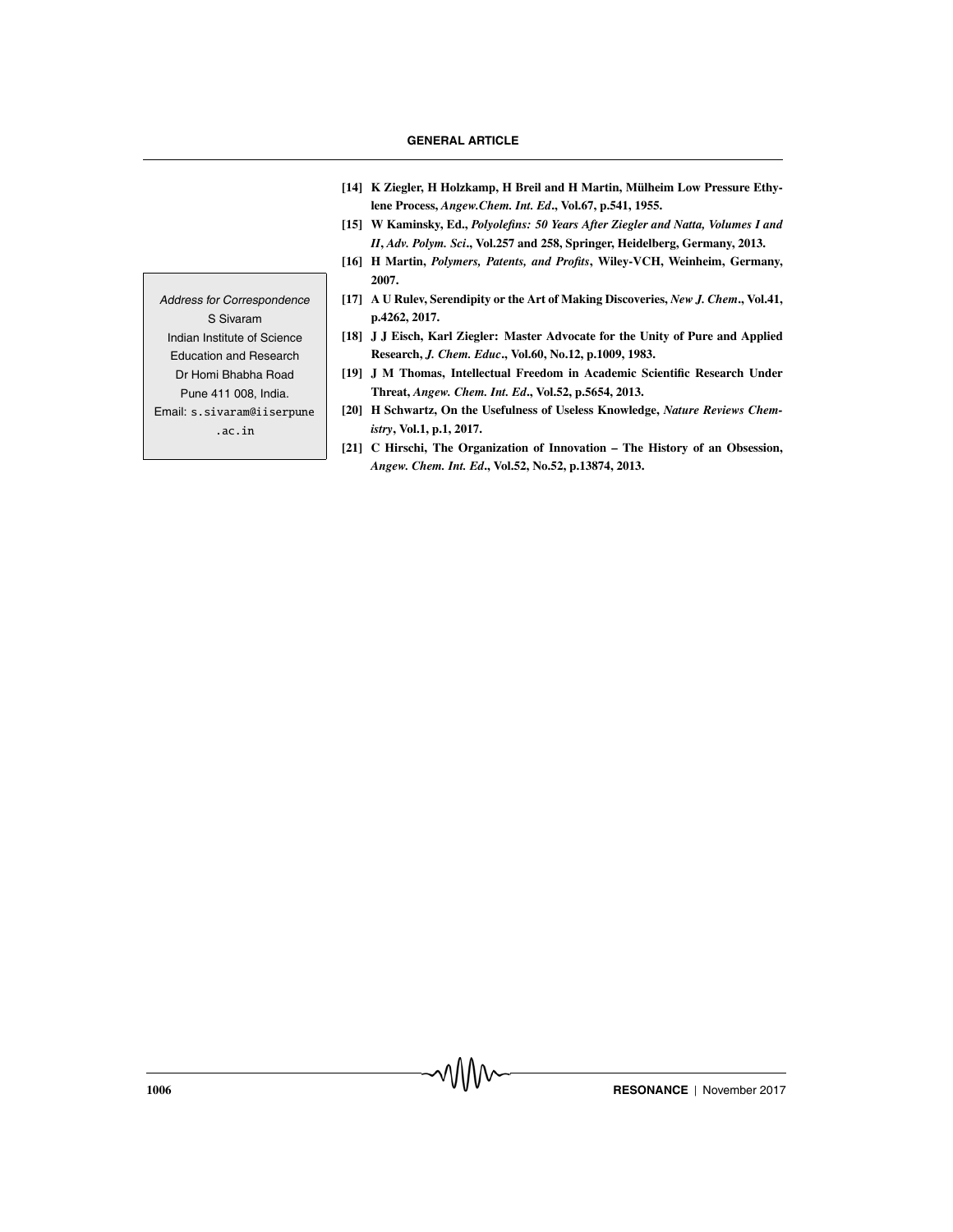**[14] K Ziegler, H Holzkamp, H Breil and H Martin, Mülheim Low Pressure Ethylene Process, *Angew.Chem. Int. Ed*., Vol.67, p.541, 1955.**

**[15] W Kaminsky, Ed., *Polyolefins: 50 Years After Ziegler and Natta, Volumes I and II*, *Adv. Polym. Sci*., Vol.257 and 258, Springer, Heidelberg, Germany, 2013.**

**[16] H Martin, *Polymers, Patents, and Profits*, Wiley-VCH, Weinheim, Germany, 2007.**

**[17] A U Rulev, Serendipity or the Art of Making Discoveries, *New J. Chem*., Vol.41, p.4262, 2017.**

**[18] J J Eisch, Karl Ziegler: Master Advocate for the Unity of Pure and Applied Research, *J. Chem. Educ*., Vol.60, No.12, p.1009, 1983.**

**[19] J M Thomas, Intellectual Freedom in Academic Scientific Research Under Threat, *Angew. Chem. Int. Ed*., Vol.52, p.5654, 2013.**

**[20] H Schwartz, On the Usefulness of Useless Knowledge, *Nature Reviews Chemistry*, Vol.1, p.1, 2017.**

**[21] C Hirschi, The Organization of Innovation – The History of an Obsession, *Angew. Chem. Int. Ed*., Vol.52, No.52, p.13874, 2013.**

*Address for Correspondence*
S Sivaram
Indian Institute of Science Education and Research
Dr Homi Bhabha Road
Pune 411 008, India.
Email: s.sivaram@iiserpune.ac.in